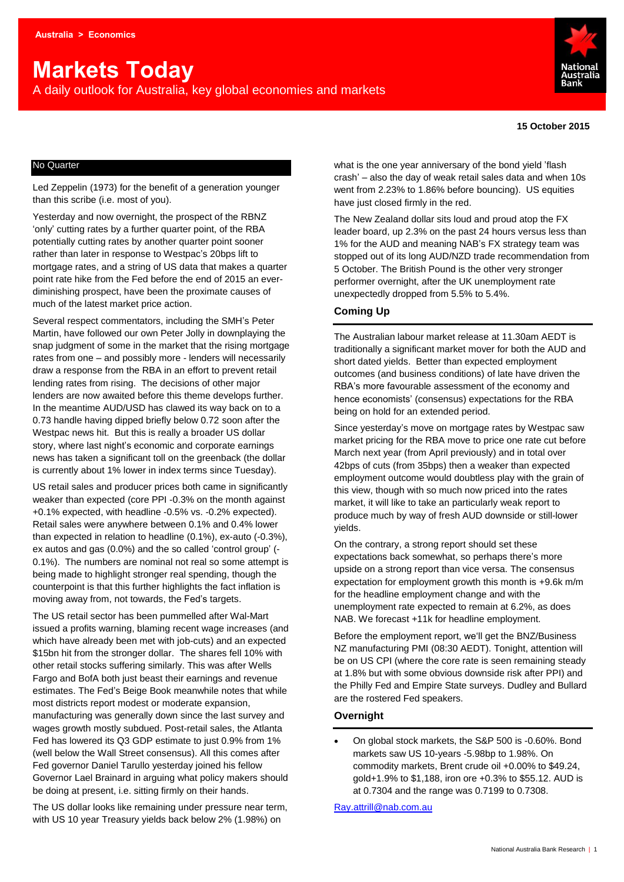Australia > Economics

# Markets Today

A daily outlook for Australia, key global economies and markets

**15 October 2015**

## No Quarter

Led Zeppelin (1973) for the benefit of a generation younger than this scribe (i.e. most of you).

Yesterday and now overnight, the prospect of the RBNZ 'only' cutting rates by a further quarter point, of the RBA potentially cutting rates by another quarter point sooner rather than later in response to Westpac's 20bps lift to mortgage rates, and a string of US data that makes a quarter point rate hike from the Fed before the end of 2015 an ever-diminishing prospect, have been the proximate causes of much of the latest market price action.

Several respect commentators, including the SMH's Peter Martin, have followed our own Peter Jolly in downplaying the snap judgment of some in the market that the rising mortgage rates from one – and possibly more - lenders will necessarily draw a response from the RBA in an effort to prevent retail lending rates from rising. The decisions of other major lenders are now awaited before this theme develops further. In the meantime AUD/USD has clawed its way back on to a 0.73 handle having dipped briefly below 0.72 soon after the Westpac news hit. But this is really a broader US dollar story, where last night's economic and corporate earnings news has taken a significant toll on the greenback (the dollar is currently about 1% lower in index terms since Tuesday).

US retail sales and producer prices both came in significantly weaker than expected (core PPI -0.3% on the month against +0.1% expected, with headline -0.5% vs. -0.2% expected). Retail sales were anywhere between 0.1% and 0.4% lower than expected in relation to headline (0.1%), ex-auto (-0.3%), ex autos and gas (0.0%) and the so called 'control group' (-0.1%). The numbers are nominal not real so some attempt is being made to highlight stronger real spending, though the counterpoint is that this further highlights the fact inflation is moving away from, not towards, the Fed's targets.

The US retail sector has been pummelled after Wal-Mart issued a profits warning, blaming recent wage increases (and which have already been met with job-cuts) and an expected $15bn hit from the stronger dollar. The shares fell 10% with other retail stocks suffering similarly. This was after Wells Fargo and BofA both just beast their earnings and revenue estimates. The Fed's Beige Book meanwhile notes that while most districts report modest or moderate expansion, manufacturing was generally down since the last survey and wages growth mostly subdued. Post-retail sales, the Atlanta Fed has lowered its Q3 GDP estimate to just 0.9% from 1% (well below the Wall Street consensus). All this comes after Fed governor Daniel Tarullo yesterday joined his fellow Governor Lael Brainard in arguing what policy makers should be doing at present, i.e. sitting firmly on their hands.

The US dollar looks like remaining under pressure near term, with US 10 year Treasury yields back below 2% (1.98%) on what is the one year anniversary of the bond yield 'flash crash' – also the day of weak retail sales data and when 10s went from 2.23% to 1.86% before bouncing). US equities have just closed firmly in the red.

The New Zealand dollar sits loud and proud atop the FX leader board, up 2.3% on the past 24 hours versus less than 1% for the AUD and meaning NAB's FX strategy team was stopped out of its long AUD/NZD trade recommendation from 5 October. The British Pound is the other very stronger performer overnight, after the UK unemployment rate unexpectedly dropped from 5.5% to 5.4%.

### Coming Up

The Australian labour market release at 11.30am AEDT is traditionally a significant market mover for both the AUD and short dated yields. Better than expected employment outcomes (and business conditions) of late have driven the RBA's more favourable assessment of the economy and hence economists' (consensus) expectations for the RBA being on hold for an extended period.

Since yesterday's move on mortgage rates by Westpac saw market pricing for the RBA move to price one rate cut before March next year (from April previously) and in total over 42bps of cuts (from 35bps) then a weaker than expected employment outcome would doubtless play with the grain of this view, though with so much now priced into the rates market, it will like to take an particularly weak report to produce much by way of fresh AUD downside or still-lower yields.

On the contrary, a strong report should set these expectations back somewhat, so perhaps there's more upside on a strong report than vice versa. The consensus expectation for employment growth this month is +9.6k m/m for the headline employment change and with the unemployment rate expected to remain at 6.2%, as does NAB. We forecast +11k for headline employment.

Before the employment report, we'll get the BNZ/Business NZ manufacturing PMI (08:30 AEDT). Tonight, attention will be on US CPI (where the core rate is seen remaining steady at 1.8% but with some obvious downside risk after PPI) and the Philly Fed and Empire State surveys. Dudley and Bullard are the rostered Fed speakers.

### Overnight

- On global stock markets, the S&P 500 is -0.60%. Bond markets saw US 10-years -5.98bp to 1.98%. On commodity markets, Brent crude oil +0.00% to $49.24, gold+1.9% to $1,188, iron ore +0.3% to $55.12. AUD is at 0.7304 and the range was 0.7199 to 0.7308.

Ray.attrill@nab.com.au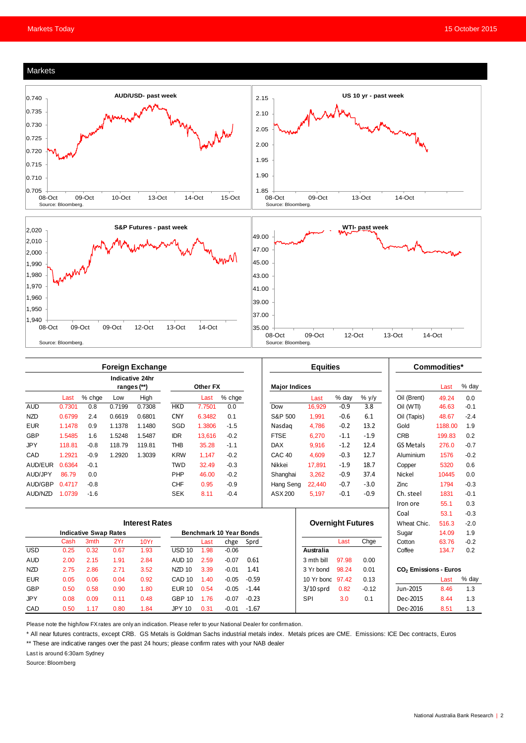## Markets

**AUD/USD- past week**

Source: Bloomberg.

**US 10 yr - past week**

Source: Bloomberg.

**S&P Futures - past week**

Source: Bloomberg.

**WTI- past week**

Source: Bloomberg.

### Foreign Exchange

| | Last | % chge | Low | High | Other FX | Last | % chge |
|---|---|---|---|---|---|---|---|
| | | | Indicative 24hr ranges (**) | | | | |
| AUD | 0.7301 | 0.8 | 0.7199 | 0.7308 | HKD | 7.7501 | 0.0 |
| NZD | 0.6799 | 2.4 | 0.6619 | 0.6801 | CNY | 6.3482 | 0.1 |
| EUR | 1.1478 | 0.9 | 1.1378 | 1.1480 | SGD | 1.3806 | -1.5 |
| GBP | 1.5485 | 1.6 | 1.5248 | 1.5487 | IDR | 13,616 | -0.2 |
| JPY | 118.81 | -0.8 | 118.79 | 119.81 | THB | 35.28 | -1.1 |
| CAD | 1.2921 | -0.9 | 1.2920 | 1.3039 | KRW | 1,147 | -0.2 |
| AUD/EUR | 0.6364 | -0.1 | | | TWD | 32.49 | -0.3 |
| AUD/JPY | 86.79 | 0.0 | | | PHP | 46.00 | -0.2 |
| AUD/GBP | 0.4717 | -0.8 | | | CHF | 0.95 | -0.9 |
| AUD/NZD | 1.0739 | -1.6 | | | SEK | 8.11 | -0.4 |

### Equities

| Major Indices | Last | % day | % y/y |
|---|---|---|---|
| Dow | 16,929 | -0.9 | 3.8 |
| S&P 500 | 1,991 | -0.6 | 6.1 |
| Nasdaq | 4,786 | -0.2 | 13.2 |
| FTSE | 6,270 | -1.1 | -1.9 |
| DAX | 9,916 | -1.2 | 12.4 |
| CAC 40 | 4,609 | -0.3 | 12.7 |
| Nikkei | 17,891 | -1.9 | 18.7 |
| Shanghai | 3,262 | -0.9 | 37.4 |
| Hang Seng | 22,440 | -0.7 | -3.0 |
| ASX 200 | 5,197 | -0.1 | -0.9 |

### Commodities*

| | Last | % day |
|---|---|---|
| Oil (Brent) | 49.24 | 0.0 |
| Oil (WTI) | 46.63 | -0.1 |
| Oil (Tapis) | 48.67 | -2.4 |
| Gold | 1188.00 | 1.9 |
| CRB | 199.83 | 0.2 |
| GS Metals | 276.0 | -0.7 |
| Aluminium | 1576 | -0.2 |
| Copper | 5320 | 0.6 |
| Nickel | 10445 | 0.0 |
| Zinc | 1794 | -0.3 |
| Ch. steel | 1831 | -0.1 |
| Iron ore | 55.1 | 0.3 |
| Coal | 53.1 | -0.3 |
| Wheat Chic. | 516.3 | -2.0 |
| Sugar | 14.09 | 1.9 |
| Cotton | 63.76 | -0.2 |
| Coffee | 134.7 | 0.2 |

**$CO_2$ Emissions - Euros**

| | Last | % day |
|---|---|---|
| Jun-2015 | 8.46 | 1.3 |
| Dec-2015 | 8.44 | 1.3 |
| Dec-2016 | 8.51 | 1.3 |

### Interest Rates

| Indicative Swap Rates | Cash | 3mth | 2Yr | 10Yr | Benchmark 10 Year Bonds | Last | chge | Sprd |
|---|---|---|---|---|---|---|---|---|
| USD | 0.25 | 0.32 | 0.67 | 1.93 | USD 10 | 1.98 | -0.06 | |
| AUD | 2.00 | 2.15 | 1.91 | 2.84 | AUD 10 | 2.59 | -0.07 | 0.61 |
| NZD | 2.75 | 2.86 | 2.71 | 3.52 | NZD 10 | 3.39 | -0.01 | 1.41 |
| EUR | 0.05 | 0.06 | 0.04 | 0.92 | CAD 10 | 1.40 | -0.05 | -0.59 |
| GBP | 0.50 | 0.58 | 0.90 | 1.80 | EUR 10 | 0.54 | -0.05 | -1.44 |
| JPY | 0.08 | 0.09 | 0.11 | 0.48 | GBP 10 | 1.76 | -0.07 | -0.23 |
| CAD | 0.50 | 1.17 | 0.80 | 1.84 | JPY 10 | 0.31 | -0.01 | -1.67 |

### Overnight Futures

| | Last | Chge |
|---|---|---|
| **Australia** | | |
| 3 mth bill | 97.98 | 0.00 |
| 3 Yr bond | 98.24 | 0.01 |
| 10 Yr bond | 97.42 | 0.13 |
| 3/10 sprd | 0.82 | -0.12 |
| SPI | 3.0 | 0.1 |

Please note the high/low FX rates are only an indication. Please refer to your National Dealer for confirmation.

* All near futures contracts, except CRB. GS Metals is Goldman Sachs industrial metals index. Metals prices are CME. Emissions: ICE Dec contracts, Euros

** These are indicative ranges over the past 24 hours; please confirm rates with your NAB dealer

Last is around 6:30am Sydney

Source: Bloomberg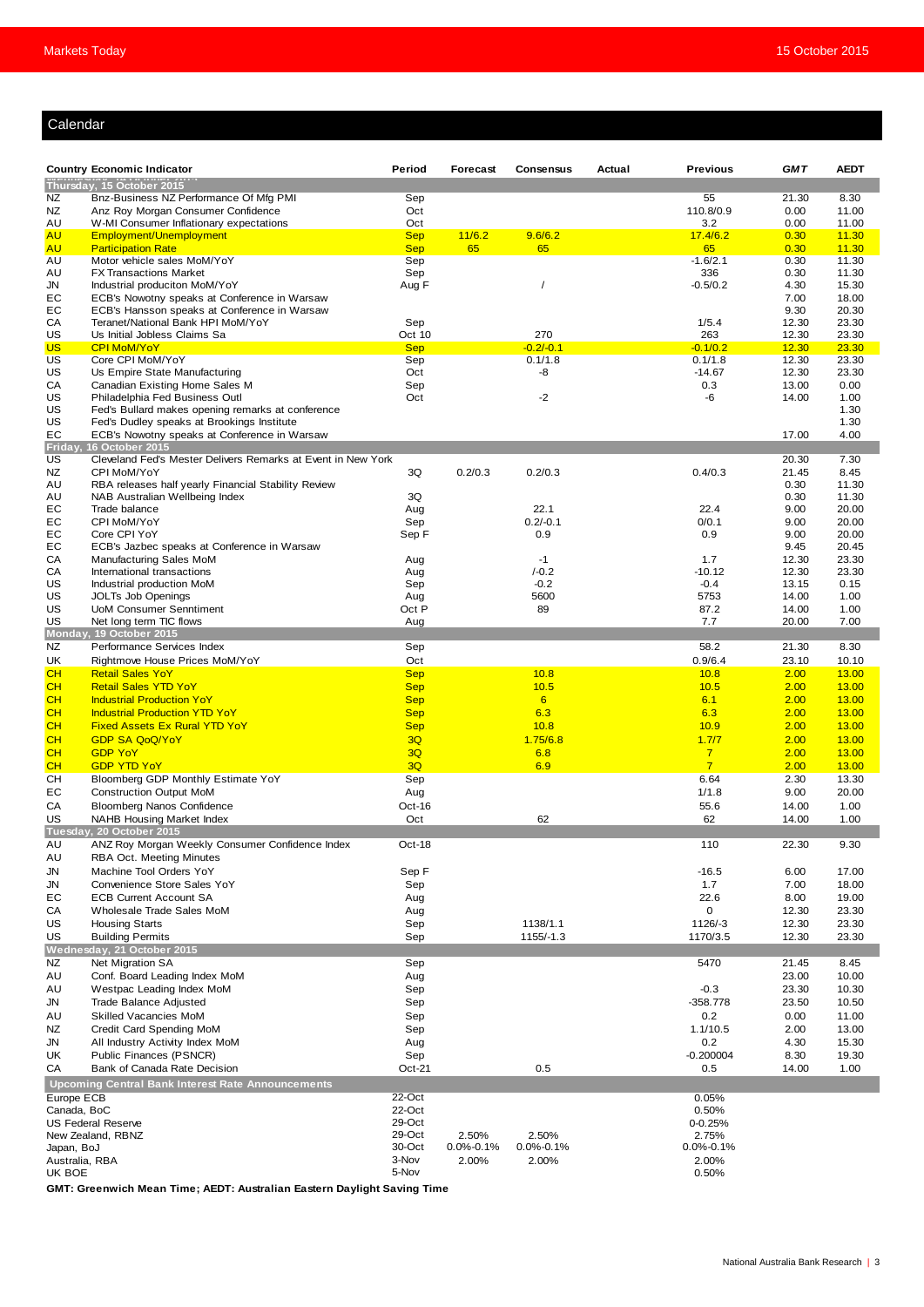## Calendar

| Country | Economic Indicator | Period | Forecast | Consensus | Actual | Previous | GMT | AEDT |
|---|---|---|---|---|---|---|---|---|
| **Thursday, 15 October 2015** | | | | | | | | |
| NZ | Bnz-Business NZ Performance Of Mfg PMI | Sep | | | | 55 | 21.30 | 8.30 |
| NZ | Anz Roy Morgan Consumer Confidence | Oct | | | | 110.8/0.9 | 0.00 | 11.00 |
| AU | W-MI Consumer Inflationary expectations | Oct | | | | 3.2 | 0.00 | 11.00 |
| AU | Employment/Unemployment | Sep | 11/6.2 | 9.6/6.2 | | 17.4/6.2 | 0.30 | 11.30 |
| AU | Participation Rate | Sep | 65 | 65 | | 65 | 0.30 | 11.30 |
| AU | Motor vehicle sales MoM/YoY | Sep | | | | -1.6/2.1 | 0.30 | 11.30 |
| AU | FX Transactions Market | Sep | | | | 336 | 0.30 | 11.30 |
| JN | Industrial produciton MoM/YoY | Aug F | | / | | -0.5/0.2 | 4.30 | 15.30 |
| EC | ECB's Nowotny speaks at Conference in Warsaw | | | | | | 7.00 | 18.00 |
| EC | ECB's Hansson speaks at Conference in Warsaw | | | | | | 9.30 | 20.30 |
| CA | Teranet/National Bank HPI MoM/YoY | Sep | | | | 1/5.4 | 12.30 | 23.30 |
| US | Us Initial Jobless Claims Sa | Oct 10 | | 270 | | 263 | 12.30 | 23.30 |
| US | CPI MoM/YoY | Sep | | -0.2/-0.1 | | -0.1/0.2 | 12.30 | 23.30 |
| US | Core CPI MoM/YoY | Sep | | 0.1/1.8 | | 0.1/1.8 | 12.30 | 23.30 |
| US | Us Empire State Manufacturing | Oct | | -8 | | -14.67 | 12.30 | 23.30 |
| CA | Canadian Existing Home Sales M | Sep | | | | 0.3 | 13.00 | 0.00 |
| US | Philadelphia Fed Business Outl | Oct | | -2 | | -6 | 14.00 | 1.00 |
| US | Fed's Bullard makes opening remarks at conference | | | | | | | 1.30 |
| US | Fed's Dudley speaks at Brookings Institute | | | | | | | 1.30 |
| EC | ECB's Nowotny speaks at Conference in Warsaw | | | | | | 17.00 | 4.00 |
| **Friday, 16 October 2015** | | | | | | | | |
| US | Cleveland Fed's Mester Delivers Remarks at Event in New York | | | | | | 20.30 | 7.30 |
| NZ | CPI MoM/YoY | 3Q | 0.2/0.3 | 0.2/0.3 | | 0.4/0.3 | 21.45 | 8.45 |
| AU | RBA releases half yearly Financial Stability Review | | | | | | 0.30 | 11.30 |
| AU | NAB Australian Wellbeing Index | 3Q | | | | | 0.30 | 11.30 |
| EC | Trade balance | Aug | | 22.1 | | 22.4 | 9.00 | 20.00 |
| EC | CPI MoM/YoY | Sep | | 0.2/-0.1 | | 0/0.1 | 9.00 | 20.00 |
| EC | Core CPI YoY | Sep F | | 0.9 | | 0.9 | 9.00 | 20.00 |
| EC | ECB's Jazbec speaks at Conference in Warsaw | | | | | | 9.45 | 20.45 |
| CA | Manufacturing Sales MoM | Aug | | -1 | | 1.7 | 12.30 | 23.30 |
| CA | International transactions | Aug | | /-0.2 | | -10.12 | 12.30 | 23.30 |
| US | Industrial production MoM | Sep | | -0.2 | | -0.4 | 13.15 | 0.15 |
| US | JOLTs Job Openings | Aug | | 5600 | | 5753 | 14.00 | 1.00 |
| US | UoM Consumer Senntiment | Oct P | | 89 | | 87.2 | 14.00 | 1.00 |
| US | Net long term TIC flows | Aug | | | | 7.7 | 20.00 | 7.00 |
| **Monday, 19 October 2015** | | | | | | | | |
| NZ | Performance Services Index | Sep | | | | 58.2 | 21.30 | 8.30 |
| UK | Rightmove House Prices MoM/YoY | Oct | | | | 0.9/6.4 | 23.10 | 10.10 |
| CH | Retail Sales YoY | Sep | | 10.8 | | 10.8 | 2.00 | 13.00 |
| CH | Retail Sales YTD YoY | Sep | | 10.5 | | 10.5 | 2.00 | 13.00 |
| CH | Industrial Production YoY | Sep | | 6 | | 6.1 | 2.00 | 13.00 |
| CH | Industrial Production YTD YoY | Sep | | 6.3 | | 6.3 | 2.00 | 13.00 |
| CH | Fixed Assets Ex Rural YTD YoY | Sep | | 10.8 | | 10.9 | 2.00 | 13.00 |
| CH | GDP SA QoQ/YoY | 3Q | | 1.75/6.8 | | 1.7/7 | 2.00 | 13.00 |
| CH | GDP YoY | 3Q | | 6.8 | | 7 | 2.00 | 13.00 |
| CH | GDP YTD YoY | 3Q | | 6.9 | | 7 | 2.00 | 13.00 |
| CH | Bloomberg GDP Monthly Estimate YoY | Sep | | | | 6.64 | 2.30 | 13.30 |
| EC | Construction Output MoM | Aug | | | | 1/1.8 | 9.00 | 20.00 |
| CA | Bloomberg Nanos Confidence | Oct-16 | | | | 55.6 | 14.00 | 1.00 |
| US | NAHB Housing Market Index | Oct | | 62 | | 62 | 14.00 | 1.00 |
| **Tuesday, 20 October 2015** | | | | | | | | |
| AU | ANZ Roy Morgan Weekly Consumer Confidence Index | Oct-18 | | | | 110 | 22.30 | 9.30 |
| AU | RBA Oct. Meeting Minutes | | | | | | | |
| JN | Machine Tool Orders YoY | Sep F | | | | -16.5 | 6.00 | 17.00 |
| JN | Convenience Store Sales YoY | Sep | | | | 1.7 | 7.00 | 18.00 |
| EC | ECB Current Account SA | Aug | | | | 22.6 | 8.00 | 19.00 |
| CA | Wholesale Trade Sales MoM | Aug | | | | 0 | 12.30 | 23.30 |
| US | Housing Starts | Sep | | 1138/1.1 | | 1126/-3 | 12.30 | 23.30 |
| US | Building Permits | Sep | | 1155/-1.3 | | 1170/3.5 | 12.30 | 23.30 |
| **Wednesday, 21 October 2015** | | | | | | | | |
| NZ | Net Migration SA | Sep | | | | 5470 | 21.45 | 8.45 |
| AU | Conf. Board Leading Index MoM | Aug | | | | | 23.00 | 10.00 |
| AU | Westpac Leading Index MoM | Sep | | | | -0.3 | 23.30 | 10.30 |
| JN | Trade Balance Adjusted | Sep | | | | -358.778 | 23.50 | 10.50 |
| AU | Skilled Vacancies MoM | Sep | | | | 0.2 | 0.00 | 11.00 |
| NZ | Credit Card Spending MoM | Sep | | | | 1.1/10.5 | 2.00 | 13.00 |
| JN | All Industry Activity Index MoM | Aug | | | | 0.2 | 4.30 | 15.30 |
| UK | Public Finances (PSNCR) | Sep | | | | -0.200004 | 8.30 | 19.30 |
| CA | Bank of Canada Rate Decision | Oct-21 | | 0.5 | | 0.5 | 14.00 | 1.00 |

| Upcoming Central Bank Interest Rate Announcements | Date | Forecast | Consensus | Previous |
|---|---|---|---|---|
| Europe ECB | 22-Oct | | | 0.05% |
| Canada, BoC | 22-Oct | | | 0.50% |
| US Federal Reserve | 29-Oct | | | 0-0.25% |
| New Zealand, RBNZ | 29-Oct | 2.50% | 2.50% | 2.75% |
| Japan, BoJ | 30-Oct | 0.0%-0.1% | 0.0%-0.1% | 0.0%-0.1% |
| Australia, RBA | 3-Nov | 2.00% | 2.00% | 2.00% |
| UK BOE | 5-Nov | | | 0.50% |

**GMT: Greenwich Mean Time; AEDT: Australian Eastern Daylight Saving Time**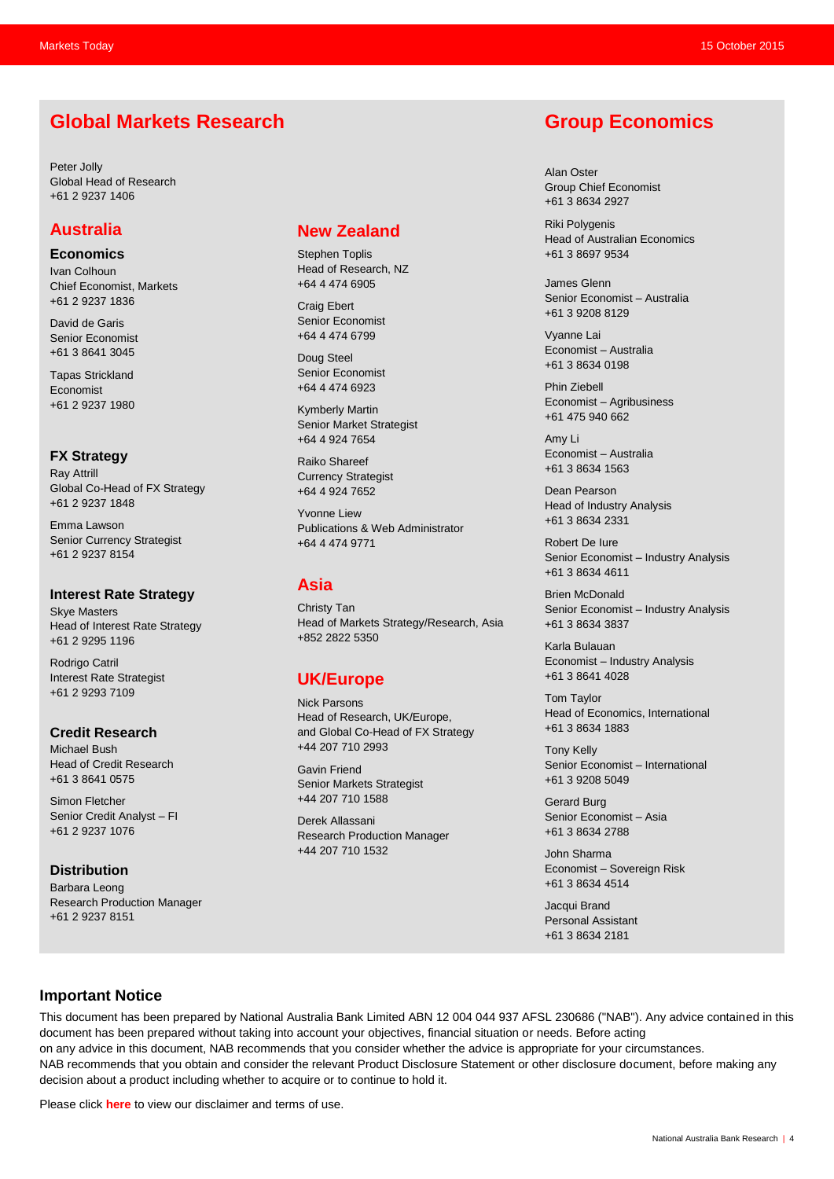## Global Markets Research

Peter Jolly
Global Head of Research
+61 2 9237 1406

### Australia

#### Economics

Ivan Colhoun
Chief Economist, Markets
+61 2 9237 1836

David de Garis
Senior Economist
+61 3 8641 3045

Tapas Strickland
Economist
+61 2 9237 1980

#### FX Strategy

Ray Attrill
Global Co-Head of FX Strategy
+61 2 9237 1848

Emma Lawson
Senior Currency Strategist
+61 2 9237 8154

#### Interest Rate Strategy

Skye Masters
Head of Interest Rate Strategy
+61 2 9295 1196

Rodrigo Catril
Interest Rate Strategist
+61 2 9293 7109

#### Credit Research

Michael Bush
Head of Credit Research
+61 3 8641 0575

Simon Fletcher
Senior Credit Analyst – FI
+61 2 9237 1076

#### Distribution

Barbara Leong
Research Production Manager
+61 2 9237 8151

### New Zealand

Stephen Toplis
Head of Research, NZ
+64 4 474 6905

Craig Ebert
Senior Economist
+64 4 474 6799

Doug Steel
Senior Economist
+64 4 474 6923

Kymberly Martin
Senior Market Strategist
+64 4 924 7654

Raiko Shareef
Currency Strategist
+64 4 924 7652

Yvonne Liew
Publications & Web Administrator
+64 4 474 9771

### Asia

Christy Tan
Head of Markets Strategy/Research, Asia
+852 2822 5350

### UK/Europe

Nick Parsons
Head of Research, UK/Europe,
and Global Co-Head of FX Strategy
+44 207 710 2993

Gavin Friend
Senior Markets Strategist
+44 207 710 1588

Derek Allassani
Research Production Manager
+44 207 710 1532

## Group Economics

Alan Oster
Group Chief Economist
+61 3 8634 2927

Riki Polygenis
Head of Australian Economics
+61 3 8697 9534

James Glenn
Senior Economist – Australia
+61 3 9208 8129

Vyanne Lai
Economist – Australia
+61 3 8634 0198

Phin Ziebell
Economist – Agribusiness
+61 475 940 662

Amy Li
Economist – Australia
+61 3 8634 1563

Dean Pearson
Head of Industry Analysis
+61 3 8634 2331

Robert De Iure
Senior Economist – Industry Analysis
+61 3 8634 4611

Brien McDonald
Senior Economist – Industry Analysis
+61 3 8634 3837

Karla Bulauan
Economist – Industry Analysis
+61 3 8641 4028

Tom Taylor
Head of Economics, International
+61 3 8634 1883

Tony Kelly
Senior Economist – International
+61 3 9208 5049

Gerard Burg
Senior Economist – Asia
+61 3 8634 2788

John Sharma
Economist – Sovereign Risk
+61 3 8634 4514

Jacqui Brand
Personal Assistant
+61 3 8634 2181

### Important Notice

This document has been prepared by National Australia Bank Limited ABN 12 004 044 937 AFSL 230686 ("NAB"). Any advice contained in this document has been prepared without taking into account your objectives, financial situation or needs. Before acting on any advice in this document, NAB recommends that you consider whether the advice is appropriate for your circumstances.
NAB recommends that you obtain and consider the relevant Product Disclosure Statement or other disclosure document, before making any decision about a product including whether to acquire or to continue to hold it.

Please click **here** to view our disclaimer and terms of use.